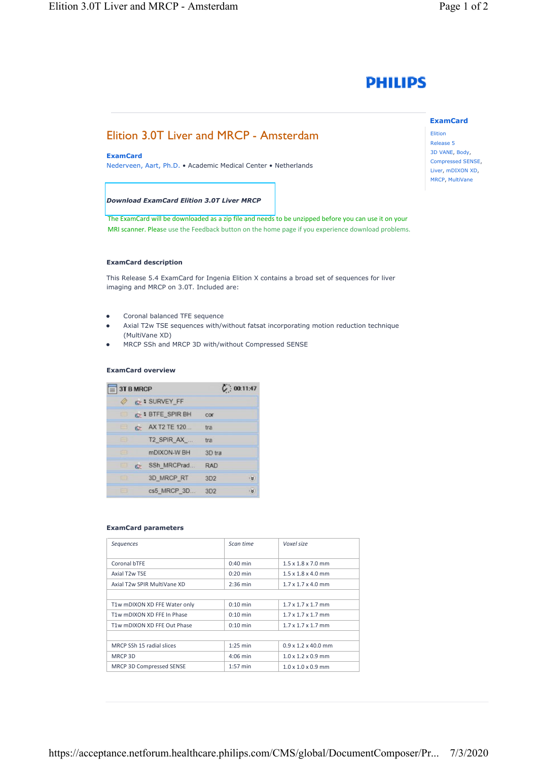PHILIPS

# Elition 3.0T Liver and MRCP - Amsterdam

**ExamCard**

Nederveen, Aart, Ph.D. • Academic Medical Center • Netherlands

***Download ExamCard Elition 3.0T Liver MRCP***

The ExamCard will be downloaded as a zip file and needs to be unzipped before you can use it on your MRI scanner. Please use the Feedback button on the home page if you experience download problems.

**ExamCard**

Elition
Release 5
3D VANE, Body, Compressed SENSE, Liver, mDIXON XD, MRCP, MultiVane

### ExamCard description

This Release 5.4 ExamCard for Ingenia Elition X contains a broad set of sequences for liver imaging and MRCP on 3.0T. Included are:

- Coronal balanced TFE sequence
- Axial T2w TSE sequences with/without fatsat incorporating motion reduction technique (MultiVane XD)
- MRCP SSh and MRCP 3D with/without Compressed SENSE

### ExamCard overview

| 3T B MRCP | | 00:11:47 |
|---|---|---|
| SURVEY_FF | | |
| BTFE_SPIR BH | cor | |
| AX T2 TE 120... | tra | |
| T2_SPIR_AX_... | tra | |
| mDIXON-W BH | 3D tra | |
| SSh_MRCPrad... | RAD | |
| 3D_MRCP_RT | 3D2 | |
| cs5_MRCP_3D... | 3D2 | |

### ExamCard parameters

| *Sequences* | *Scan time* | *Voxel size* |
|---|---|---|
| Coronal bTFE | 0:40 min | 1.5 x 1.8 x 7.0 mm |
| Axial T2w TSE | 0:20 min | 1.5 x 1.8 x 4.0 mm |
| Axial T2w SPIR MultiVane XD | 2:36 min | 1.7 x 1.7 x 4.0 mm |
| | | |
| T1w mDIXON XD FFE Water only | 0:10 min | 1.7 x 1.7 x 1.7 mm |
| T1w mDIXON XD FFE In Phase | 0:10 min | 1.7 x 1.7 x 1.7 mm |
| T1w mDIXON XD FFE Out Phase | 0:10 min | 1.7 x 1.7 x 1.7 mm |
| | | |
| MRCP SSh 15 radial slices | 1:25 min | 0.9 x 1.2 x 40.0 mm |
| MRCP 3D | 4:06 min | 1.0 x 1.2 x 0.9 mm |
| MRCP 3D Compressed SENSE | 1:57 min | 1.0 x 1.0 x 0.9 mm |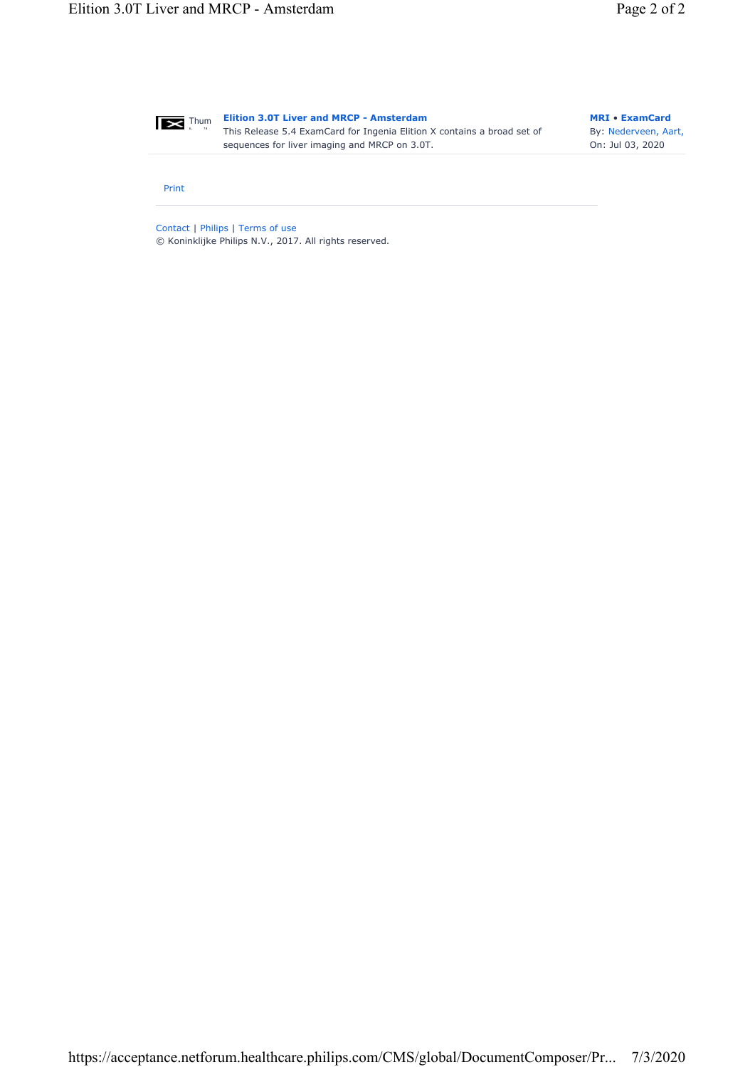Thum

**Elition 3.0T Liver and MRCP - Amsterdam**

This Release 5.4 ExamCard for Ingenia Elition X contains a broad set of sequences for liver imaging and MRCP on 3.0T.

**MRI • ExamCard**

By: Nederveen, Aart,

On: Jul 03, 2020

Print

---

Contact | Philips | Terms of use

© Koninklijke Philips N.V., 2017. All rights reserved.